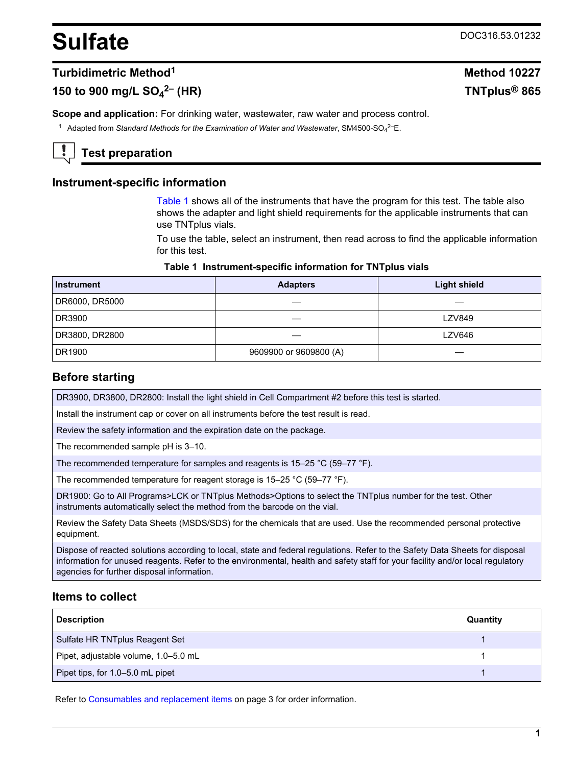# Sulfate

DOC316.53.01232

## Turbidimetric Method[1] — Method 10227

## 150 to 900 mg/L $SO_4^{2-}$ (HR) — TNTplus® 865

**Scope and application:** For drinking water, wastewater, raw water and process control.

[1] Adapted from *Standard Methods for the Examination of Water and Wastewater*, SM4500-$SO_4^{2-}$E.

## Test preparation

### Instrument-specific information

Table 1 shows all of the instruments that have the program for this test. The table also shows the adapter and light shield requirements for the applicable instruments that can use TNTplus vials.

To use the table, select an instrument, then read across to find the applicable information for this test.

**Table 1 Instrument-specific information for TNTplus vials**

| Instrument | Adapters | Light shield |
|---|---|---|
| DR6000, DR5000 | — | — |
| DR3900 | — | LZV849 |
| DR3800, DR2800 | — | LZV646 |
| DR1900 | 9609900 or 9609800 (A) | — |

### Before starting

| |
|---|
| DR3900, DR3800, DR2800: Install the light shield in Cell Compartment #2 before this test is started. |
| Install the instrument cap or cover on all instruments before the test result is read. |
| Review the safety information and the expiration date on the package. |
| The recommended sample pH is 3–10. |
| The recommended temperature for samples and reagents is 15–25 °C (59–77 °F). |
| The recommended temperature for reagent storage is 15–25 °C (59–77 °F). |
| DR1900: Go to All Programs>LCK or TNTplus Methods>Options to select the TNTplus number for the test. Other instruments automatically select the method from the barcode on the vial. |
| Review the Safety Data Sheets (MSDS/SDS) for the chemicals that are used. Use the recommended personal protective equipment. |
| Dispose of reacted solutions according to local, state and federal regulations. Refer to the Safety Data Sheets for disposal information for unused reagents. Refer to the environmental, health and safety staff for your facility and/or local regulatory agencies for further disposal information. |

### Items to collect

| Description | Quantity |
|---|---|
| Sulfate HR TNTplus Reagent Set | 1 |
| Pipet, adjustable volume, 1.0–5.0 mL | 1 |
| Pipet tips, for 1.0–5.0 mL pipet | 1 |

Refer to Consumables and replacement items on page 3 for order information.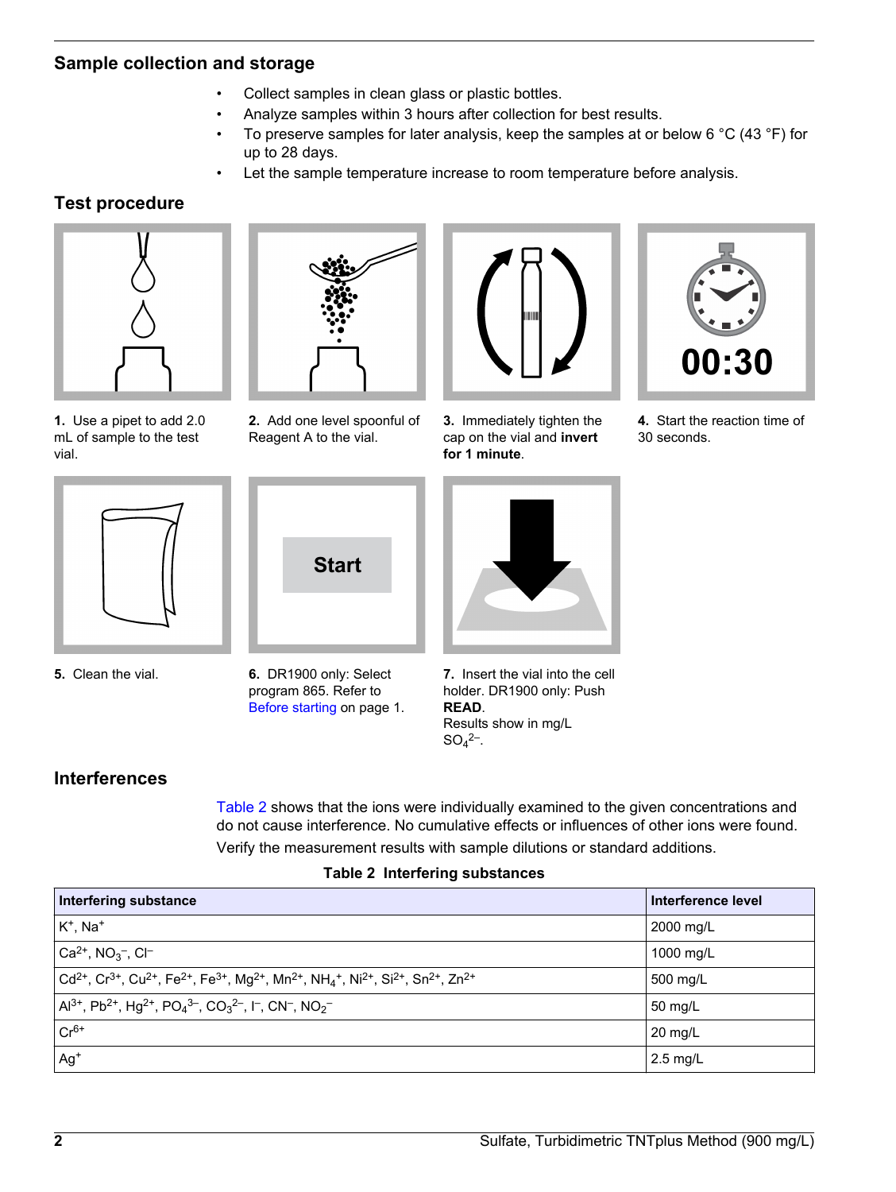## Sample collection and storage

- Collect samples in clean glass or plastic bottles.
- Analyze samples within 3 hours after collection for best results.
- To preserve samples for later analysis, keep the samples at or below 6 °C (43 °F) for up to 28 days.
- Let the sample temperature increase to room temperature before analysis.

## Test procedure

**1.** Use a pipet to add 2.0 mL of sample to the test vial.

**2.** Add one level spoonful of Reagent A to the vial.

**3.** Immediately tighten the cap on the vial and **invert for 1 minute**.

**4.** Start the reaction time of 30 seconds.

**5.** Clean the vial.

**6.** DR1900 only: Select program 865. Refer to Before starting on page 1.

**7.** Insert the vial into the cell holder. DR1900 only: Push **READ**.
Results show in mg/L $SO_4^{2-}$.

## Interferences

Table 2 shows that the ions were individually examined to the given concentrations and do not cause interference. No cumulative effects or influences of other ions were found.

Verify the measurement results with sample dilutions or standard additions.

**Table 2 Interfering substances**

| Interfering substance | Interference level |
|---|---|
| $K^+$, $Na^+$ | 2000 mg/L |
| $Ca^{2+}$, $NO_3^-$, $Cl^-$ | 1000 mg/L |
| $Cd^{2+}$, $Cr^{3+}$, $Cu^{2+}$, $Fe^{2+}$, $Fe^{3+}$, $Mg^{2+}$, $Mn^{2+}$, $NH_4^+$, $Ni^{2+}$, $Si^{2+}$, $Sn^{2+}$, $Zn^{2+}$ | 500 mg/L |
| $Al^{3+}$, $Pb^{2+}$, $Hg^{2+}$, $PO_4^{3-}$, $CO_3^{2-}$, $I^-$, $CN^-$, $NO_2^-$ | 50 mg/L |
| $Cr^{6+}$ | 20 mg/L |
| $Ag^+$ | 2.5 mg/L |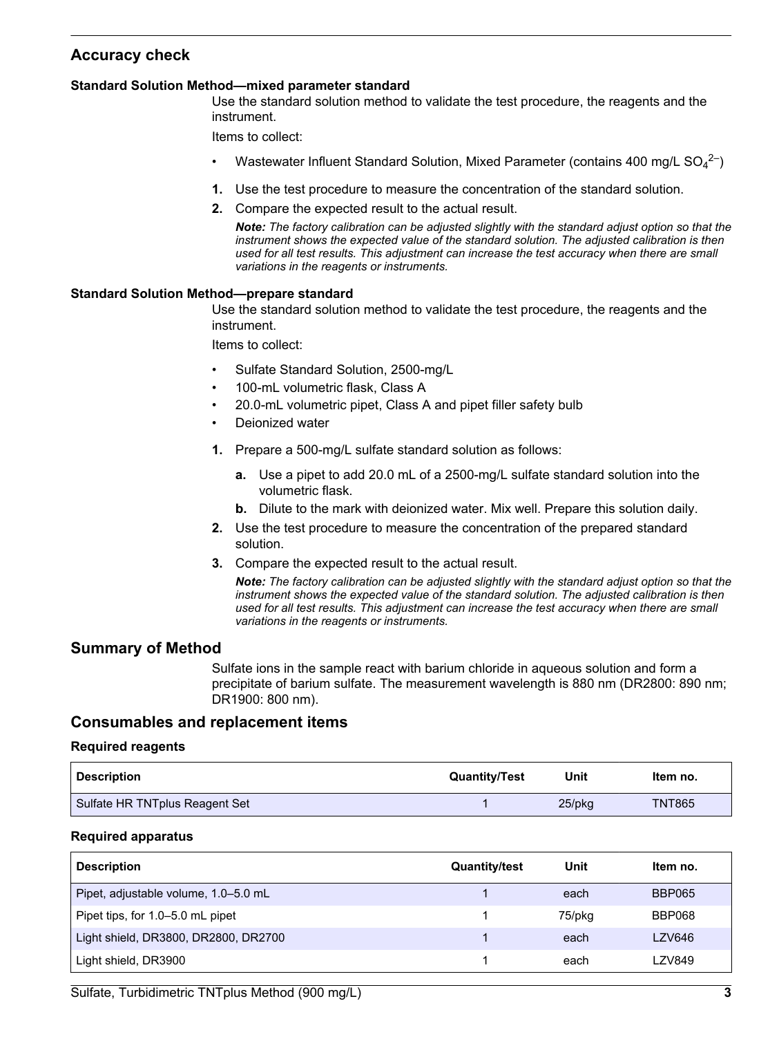## Accuracy check

### Standard Solution Method—mixed parameter standard

Use the standard solution method to validate the test procedure, the reagents and the instrument.

Items to collect:

- Wastewater Influent Standard Solution, Mixed Parameter (contains 400 mg/L $SO_4^{2-}$)

1. Use the test procedure to measure the concentration of the standard solution.
2. Compare the expected result to the actual result.

   ***Note:*** *The factory calibration can be adjusted slightly with the standard adjust option so that the instrument shows the expected value of the standard solution. The adjusted calibration is then used for all test results. This adjustment can increase the test accuracy when there are small variations in the reagents or instruments.*

### Standard Solution Method—prepare standard

Use the standard solution method to validate the test procedure, the reagents and the instrument.

Items to collect:

- Sulfate Standard Solution, 2500-mg/L
- 100-mL volumetric flask, Class A
- 20.0-mL volumetric pipet, Class A and pipet filler safety bulb
- Deionized water

1. Prepare a 500-mg/L sulfate standard solution as follows:
   a. Use a pipet to add 20.0 mL of a 2500-mg/L sulfate standard solution into the volumetric flask.
   b. Dilute to the mark with deionized water. Mix well. Prepare this solution daily.
2. Use the test procedure to measure the concentration of the prepared standard solution.
3. Compare the expected result to the actual result.

   ***Note:*** *The factory calibration can be adjusted slightly with the standard adjust option so that the instrument shows the expected value of the standard solution. The adjusted calibration is then used for all test results. This adjustment can increase the test accuracy when there are small variations in the reagents or instruments.*

## Summary of Method

Sulfate ions in the sample react with barium chloride in aqueous solution and form a precipitate of barium sulfate. The measurement wavelength is 880 nm (DR2800: 890 nm; DR1900: 800 nm).

## Consumables and replacement items

### Required reagents

| Description | Quantity/Test | Unit | Item no. |
|---|---|---|---|
| Sulfate HR TNTplus Reagent Set | 1 | 25/pkg | TNT865 |

### Required apparatus

| Description | Quantity/test | Unit | Item no. |
|---|---|---|---|
| Pipet, adjustable volume, 1.0–5.0 mL | 1 | each | BBP065 |
| Pipet tips, for 1.0–5.0 mL pipet | 1 | 75/pkg | BBP068 |
| Light shield, DR3800, DR2800, DR2700 | 1 | each | LZV646 |
| Light shield, DR3900 | 1 | each | LZV849 |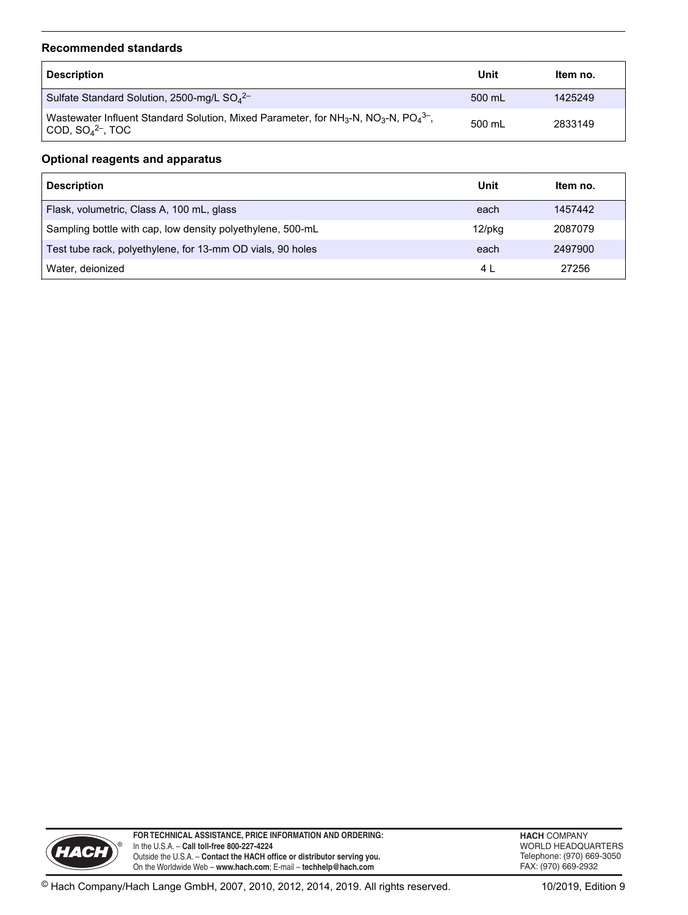### Recommended standards

| Description | Unit | Item no. |
|---|---|---|
| Sulfate Standard Solution, 2500-mg/L $SO_4^{2-}$ | 500 mL | 1425249 |
| Wastewater Influent Standard Solution, Mixed Parameter, for $NH_3$-N, $NO_3$-N, $PO_4^{3-}$, COD, $SO_4^{2-}$, TOC | 500 mL | 2833149 |

### Optional reagents and apparatus

| Description | Unit | Item no. |
|---|---|---|
| Flask, volumetric, Class A, 100 mL, glass | each | 1457442 |
| Sampling bottle with cap, low density polyethylene, 500-mL | 12/pkg | 2087079 |
| Test tube rack, polyethylene, for 13-mm OD vials, 90 holes | each | 2497900 |
| Water, deionized | 4 L | 27256 |

**FOR TECHNICAL ASSISTANCE, PRICE INFORMATION AND ORDERING:**
In the U.S.A. – **Call toll-free 800-227-4224**
Outside the U.S.A. – **Contact the HACH office or distributor serving you.**
On the Worldwide Web – **www.hach.com**; E-mail – **techhelp@hach.com**

**HACH** COMPANY
WORLD HEADQUARTERS
Telephone: (970) 669-3050
FAX: (970) 669-2932

© Hach Company/Hach Lange GmbH, 2007, 2010, 2012, 2014, 2019. All rights reserved.

10/2019, Edition 9